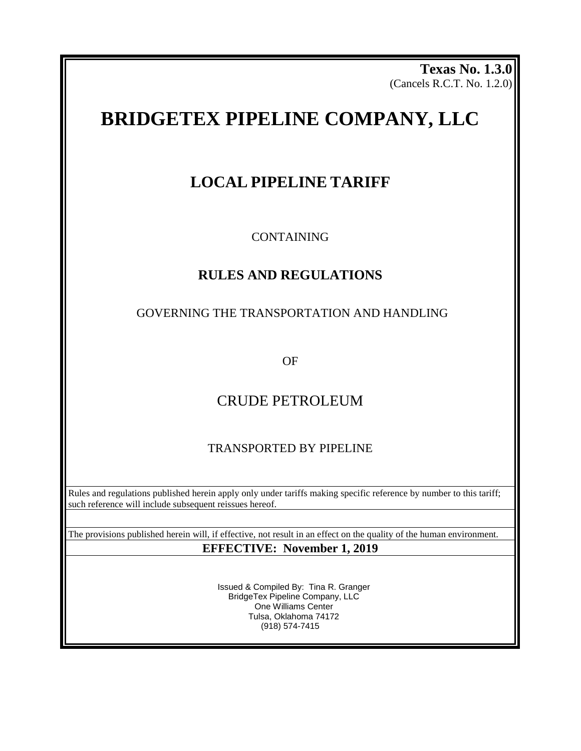**Texas No. 1.3.0**
(Cancels R.C.T. No. 1.2.0)

# BRIDGETEX PIPELINE COMPANY, LLC

## LOCAL PIPELINE TARIFF

CONTAINING

### RULES AND REGULATIONS

GOVERNING THE TRANSPORTATION AND HANDLING

OF

CRUDE PETROLEUM

TRANSPORTED BY PIPELINE

Rules and regulations published herein apply only under tariffs making specific reference by number to this tariff; such reference will include subsequent reissues hereof.

The provisions published herein will, if effective, not result in an effect on the quality of the human environment.

**EFFECTIVE: November 1, 2019**

Issued & Compiled By: Tina R. Granger
BridgeTex Pipeline Company, LLC
One Williams Center
Tulsa, Oklahoma 74172
(918) 574-7415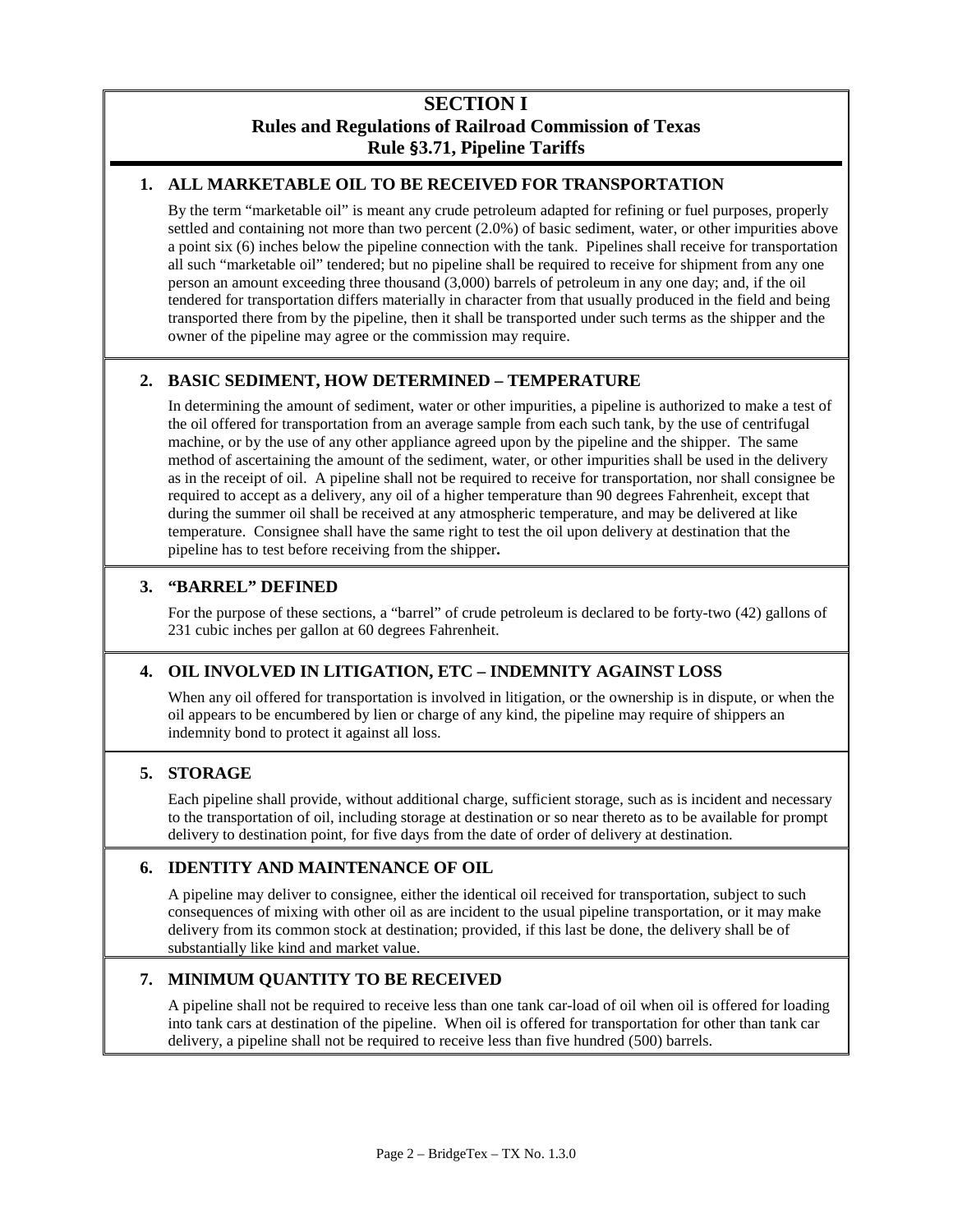# SECTION I
## Rules and Regulations of Railroad Commission of Texas
## Rule §3.71, Pipeline Tariffs

### 1. ALL MARKETABLE OIL TO BE RECEIVED FOR TRANSPORTATION

By the term "marketable oil" is meant any crude petroleum adapted for refining or fuel purposes, properly settled and containing not more than two percent (2.0%) of basic sediment, water, or other impurities above a point six (6) inches below the pipeline connection with the tank. Pipelines shall receive for transportation all such "marketable oil" tendered; but no pipeline shall be required to receive for shipment from any one person an amount exceeding three thousand (3,000) barrels of petroleum in any one day; and, if the oil tendered for transportation differs materially in character from that usually produced in the field and being transported there from by the pipeline, then it shall be transported under such terms as the shipper and the owner of the pipeline may agree or the commission may require.

### 2. BASIC SEDIMENT, HOW DETERMINED – TEMPERATURE

In determining the amount of sediment, water or other impurities, a pipeline is authorized to make a test of the oil offered for transportation from an average sample from each such tank, by the use of centrifugal machine, or by the use of any other appliance agreed upon by the pipeline and the shipper. The same method of ascertaining the amount of the sediment, water, or other impurities shall be used in the delivery as in the receipt of oil. A pipeline shall not be required to receive for transportation, nor shall consignee be required to accept as a delivery, any oil of a higher temperature than 90 degrees Fahrenheit, except that during the summer oil shall be received at any atmospheric temperature, and may be delivered at like temperature. Consignee shall have the same right to test the oil upon delivery at destination that the pipeline has to test before receiving from the shipper.

### 3. "BARREL" DEFINED

For the purpose of these sections, a "barrel" of crude petroleum is declared to be forty-two (42) gallons of 231 cubic inches per gallon at 60 degrees Fahrenheit.

### 4. OIL INVOLVED IN LITIGATION, ETC – INDEMNITY AGAINST LOSS

When any oil offered for transportation is involved in litigation, or the ownership is in dispute, or when the oil appears to be encumbered by lien or charge of any kind, the pipeline may require of shippers an indemnity bond to protect it against all loss.

### 5. STORAGE

Each pipeline shall provide, without additional charge, sufficient storage, such as is incident and necessary to the transportation of oil, including storage at destination or so near thereto as to be available for prompt delivery to destination point, for five days from the date of order of delivery at destination.

### 6. IDENTITY AND MAINTENANCE OF OIL

A pipeline may deliver to consignee, either the identical oil received for transportation, subject to such consequences of mixing with other oil as are incident to the usual pipeline transportation, or it may make delivery from its common stock at destination; provided, if this last be done, the delivery shall be of substantially like kind and market value.

### 7. MINIMUM QUANTITY TO BE RECEIVED

A pipeline shall not be required to receive less than one tank car-load of oil when oil is offered for loading into tank cars at destination of the pipeline. When oil is offered for transportation for other than tank car delivery, a pipeline shall not be required to receive less than five hundred (500) barrels.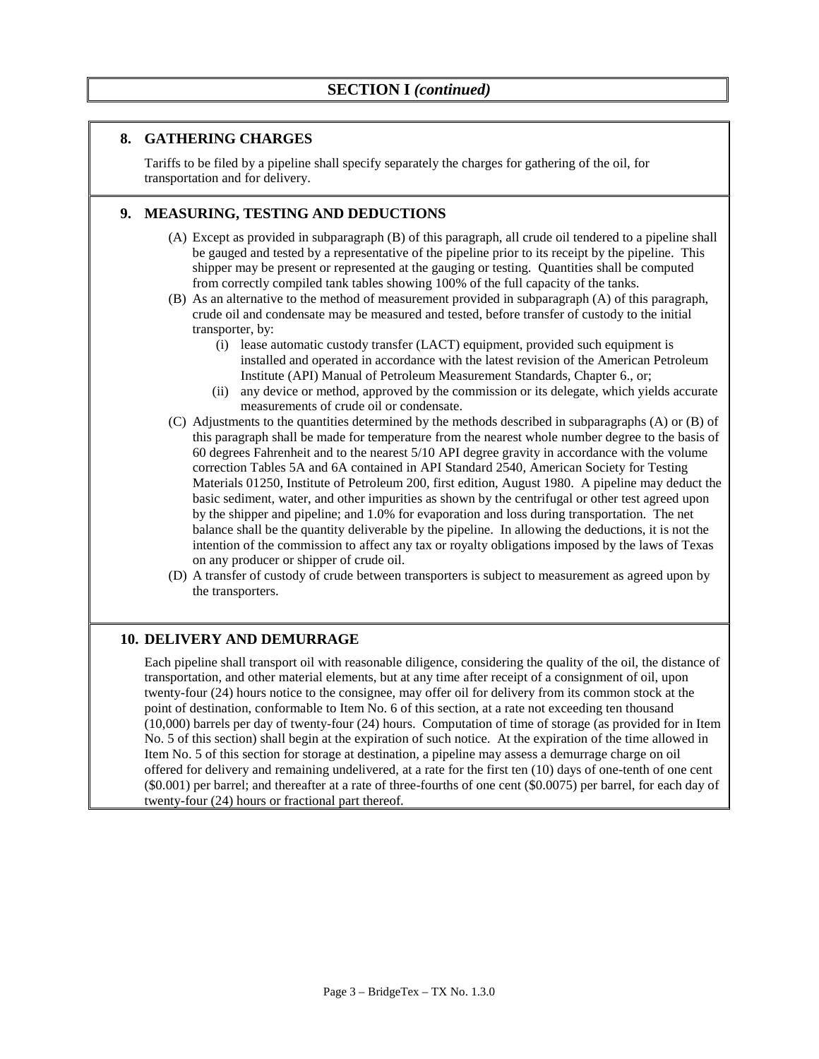## SECTION I *(continued)*

### 8. GATHERING CHARGES

Tariffs to be filed by a pipeline shall specify separately the charges for gathering of the oil, for transportation and for delivery.

### 9. MEASURING, TESTING AND DEDUCTIONS

(A) Except as provided in subparagraph (B) of this paragraph, all crude oil tendered to a pipeline shall be gauged and tested by a representative of the pipeline prior to its receipt by the pipeline. This shipper may be present or represented at the gauging or testing. Quantities shall be computed from correctly compiled tank tables showing 100% of the full capacity of the tanks.

(B) As an alternative to the method of measurement provided in subparagraph (A) of this paragraph, crude oil and condensate may be measured and tested, before transfer of custody to the initial transporter, by:

  (i) lease automatic custody transfer (LACT) equipment, provided such equipment is installed and operated in accordance with the latest revision of the American Petroleum Institute (API) Manual of Petroleum Measurement Standards, Chapter 6., or;

  (ii) any device or method, approved by the commission or its delegate, which yields accurate measurements of crude oil or condensate.

(C) Adjustments to the quantities determined by the methods described in subparagraphs (A) or (B) of this paragraph shall be made for temperature from the nearest whole number degree to the basis of 60 degrees Fahrenheit and to the nearest 5/10 API degree gravity in accordance with the volume correction Tables 5A and 6A contained in API Standard 2540, American Society for Testing Materials 01250, Institute of Petroleum 200, first edition, August 1980. A pipeline may deduct the basic sediment, water, and other impurities as shown by the centrifugal or other test agreed upon by the shipper and pipeline; and 1.0% for evaporation and loss during transportation. The net balance shall be the quantity deliverable by the pipeline. In allowing the deductions, it is not the intention of the commission to affect any tax or royalty obligations imposed by the laws of Texas on any producer or shipper of crude oil.

(D) A transfer of custody of crude between transporters is subject to measurement as agreed upon by the transporters.

### 10. DELIVERY AND DEMURRAGE

Each pipeline shall transport oil with reasonable diligence, considering the quality of the oil, the distance of transportation, and other material elements, but at any time after receipt of a consignment of oil, upon twenty-four (24) hours notice to the consignee, may offer oil for delivery from its common stock at the point of destination, conformable to Item No. 6 of this section, at a rate not exceeding ten thousand (10,000) barrels per day of twenty-four (24) hours. Computation of time of storage (as provided for in Item No. 5 of this section) shall begin at the expiration of such notice. At the expiration of the time allowed in Item No. 5 of this section for storage at destination, a pipeline may assess a demurrage charge on oil offered for delivery and remaining undelivered, at a rate for the first ten (10) days of one-tenth of one cent ($0.001) per barrel; and thereafter at a rate of three-fourths of one cent ($0.0075) per barrel, for each day of twenty-four (24) hours or fractional part thereof.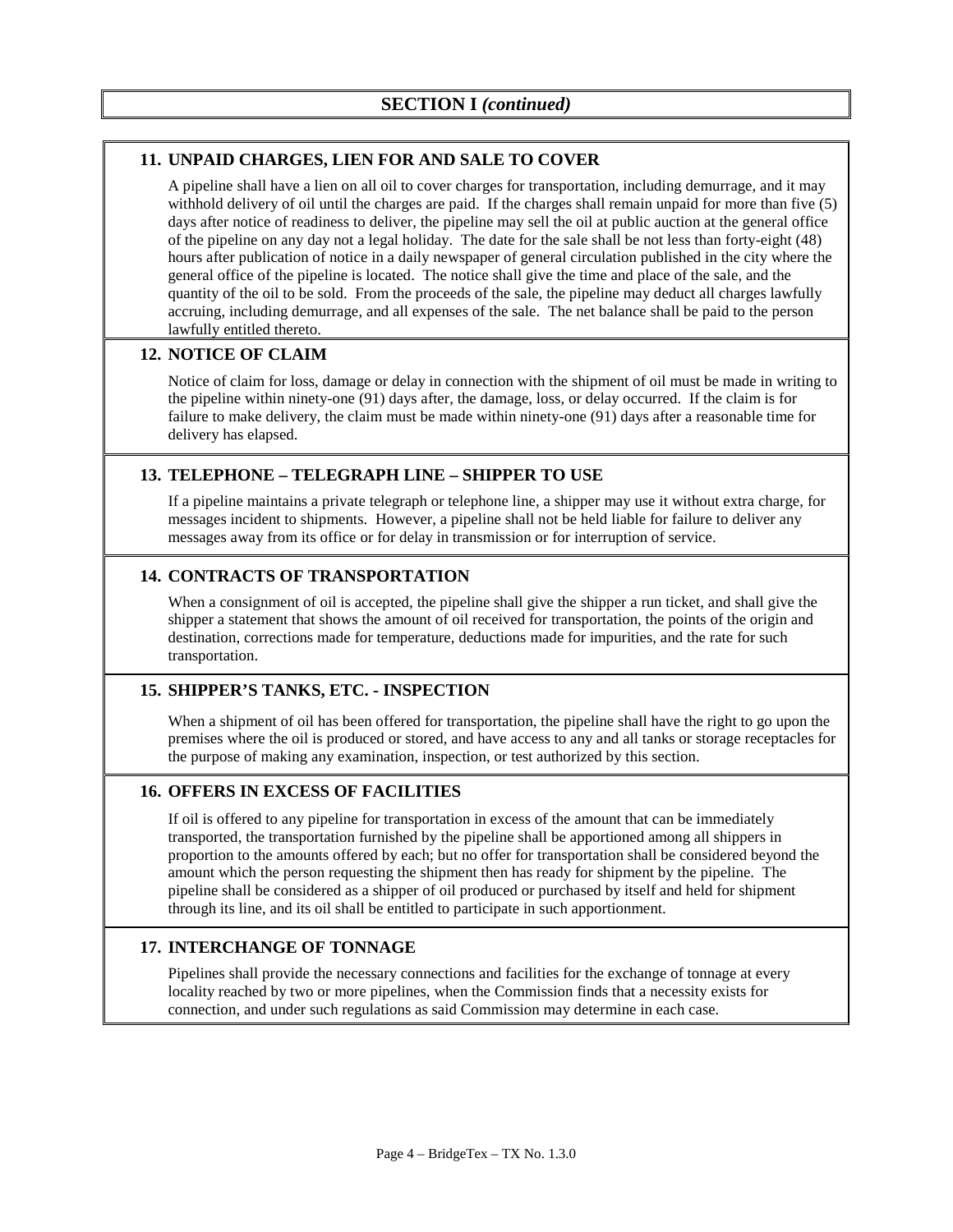## SECTION I *(continued)*

### 11. UNPAID CHARGES, LIEN FOR AND SALE TO COVER

A pipeline shall have a lien on all oil to cover charges for transportation, including demurrage, and it may withhold delivery of oil until the charges are paid. If the charges shall remain unpaid for more than five (5) days after notice of readiness to deliver, the pipeline may sell the oil at public auction at the general office of the pipeline on any day not a legal holiday. The date for the sale shall be not less than forty-eight (48) hours after publication of notice in a daily newspaper of general circulation published in the city where the general office of the pipeline is located. The notice shall give the time and place of the sale, and the quantity of the oil to be sold. From the proceeds of the sale, the pipeline may deduct all charges lawfully accruing, including demurrage, and all expenses of the sale. The net balance shall be paid to the person lawfully entitled thereto.

### 12. NOTICE OF CLAIM

Notice of claim for loss, damage or delay in connection with the shipment of oil must be made in writing to the pipeline within ninety-one (91) days after, the damage, loss, or delay occurred. If the claim is for failure to make delivery, the claim must be made within ninety-one (91) days after a reasonable time for delivery has elapsed.

### 13. TELEPHONE – TELEGRAPH LINE – SHIPPER TO USE

If a pipeline maintains a private telegraph or telephone line, a shipper may use it without extra charge, for messages incident to shipments. However, a pipeline shall not be held liable for failure to deliver any messages away from its office or for delay in transmission or for interruption of service.

### 14. CONTRACTS OF TRANSPORTATION

When a consignment of oil is accepted, the pipeline shall give the shipper a run ticket, and shall give the shipper a statement that shows the amount of oil received for transportation, the points of the origin and destination, corrections made for temperature, deductions made for impurities, and the rate for such transportation.

### 15. SHIPPER'S TANKS, ETC. - INSPECTION

When a shipment of oil has been offered for transportation, the pipeline shall have the right to go upon the premises where the oil is produced or stored, and have access to any and all tanks or storage receptacles for the purpose of making any examination, inspection, or test authorized by this section.

### 16. OFFERS IN EXCESS OF FACILITIES

If oil is offered to any pipeline for transportation in excess of the amount that can be immediately transported, the transportation furnished by the pipeline shall be apportioned among all shippers in proportion to the amounts offered by each; but no offer for transportation shall be considered beyond the amount which the person requesting the shipment then has ready for shipment by the pipeline. The pipeline shall be considered as a shipper of oil produced or purchased by itself and held for shipment through its line, and its oil shall be entitled to participate in such apportionment.

### 17. INTERCHANGE OF TONNAGE

Pipelines shall provide the necessary connections and facilities for the exchange of tonnage at every locality reached by two or more pipelines, when the Commission finds that a necessity exists for connection, and under such regulations as said Commission may determine in each case.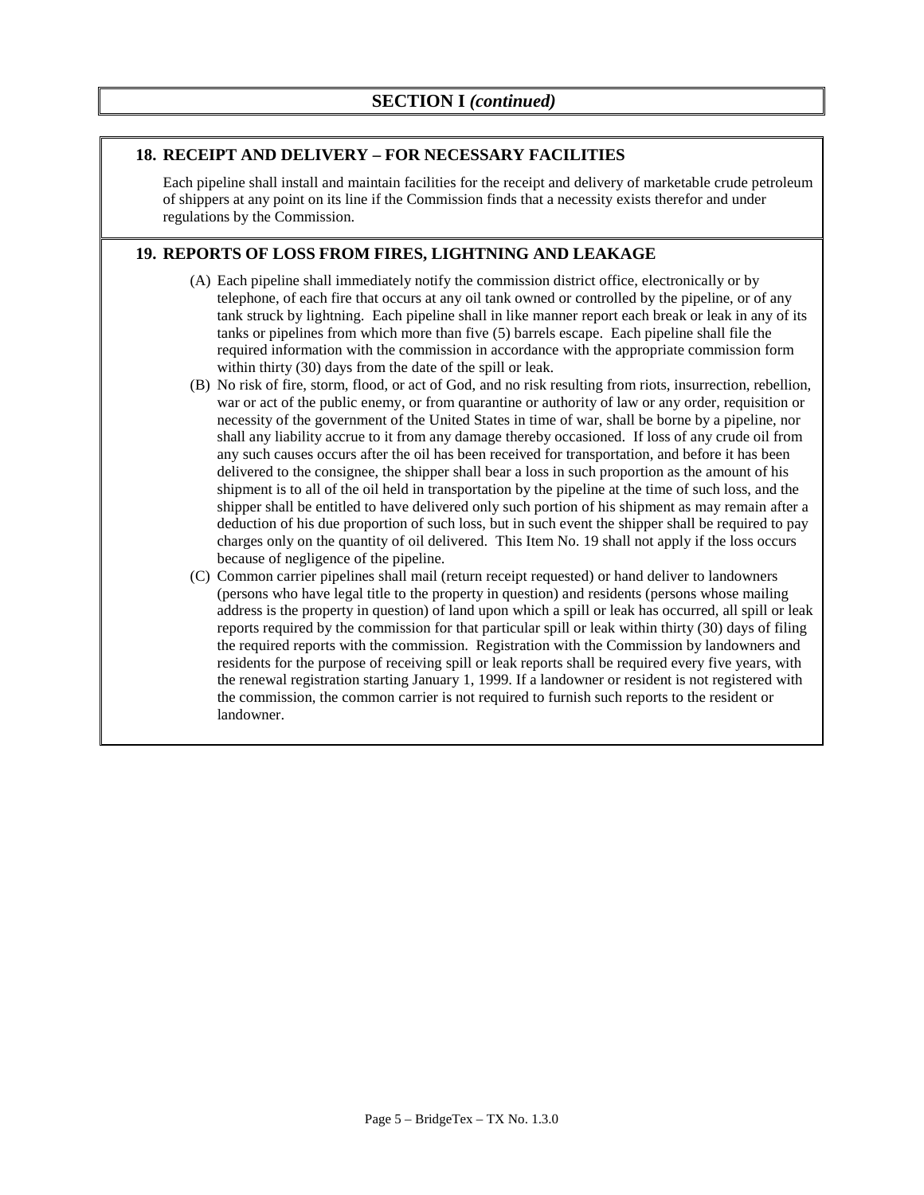## SECTION I *(continued)*

### 18. RECEIPT AND DELIVERY – FOR NECESSARY FACILITIES

Each pipeline shall install and maintain facilities for the receipt and delivery of marketable crude petroleum of shippers at any point on its line if the Commission finds that a necessity exists therefor and under regulations by the Commission.

### 19. REPORTS OF LOSS FROM FIRES, LIGHTNING AND LEAKAGE

(A) Each pipeline shall immediately notify the commission district office, electronically or by telephone, of each fire that occurs at any oil tank owned or controlled by the pipeline, or of any tank struck by lightning. Each pipeline shall in like manner report each break or leak in any of its tanks or pipelines from which more than five (5) barrels escape. Each pipeline shall file the required information with the commission in accordance with the appropriate commission form within thirty (30) days from the date of the spill or leak.

(B) No risk of fire, storm, flood, or act of God, and no risk resulting from riots, insurrection, rebellion, war or act of the public enemy, or from quarantine or authority of law or any order, requisition or necessity of the government of the United States in time of war, shall be borne by a pipeline, nor shall any liability accrue to it from any damage thereby occasioned. If loss of any crude oil from any such causes occurs after the oil has been received for transportation, and before it has been delivered to the consignee, the shipper shall bear a loss in such proportion as the amount of his shipment is to all of the oil held in transportation by the pipeline at the time of such loss, and the shipper shall be entitled to have delivered only such portion of his shipment as may remain after a deduction of his due proportion of such loss, but in such event the shipper shall be required to pay charges only on the quantity of oil delivered. This Item No. 19 shall not apply if the loss occurs because of negligence of the pipeline.

(C) Common carrier pipelines shall mail (return receipt requested) or hand deliver to landowners (persons who have legal title to the property in question) and residents (persons whose mailing address is the property in question) of land upon which a spill or leak has occurred, all spill or leak reports required by the commission for that particular spill or leak within thirty (30) days of filing the required reports with the commission. Registration with the Commission by landowners and residents for the purpose of receiving spill or leak reports shall be required every five years, with the renewal registration starting January 1, 1999. If a landowner or resident is not registered with the commission, the common carrier is not required to furnish such reports to the resident or landowner.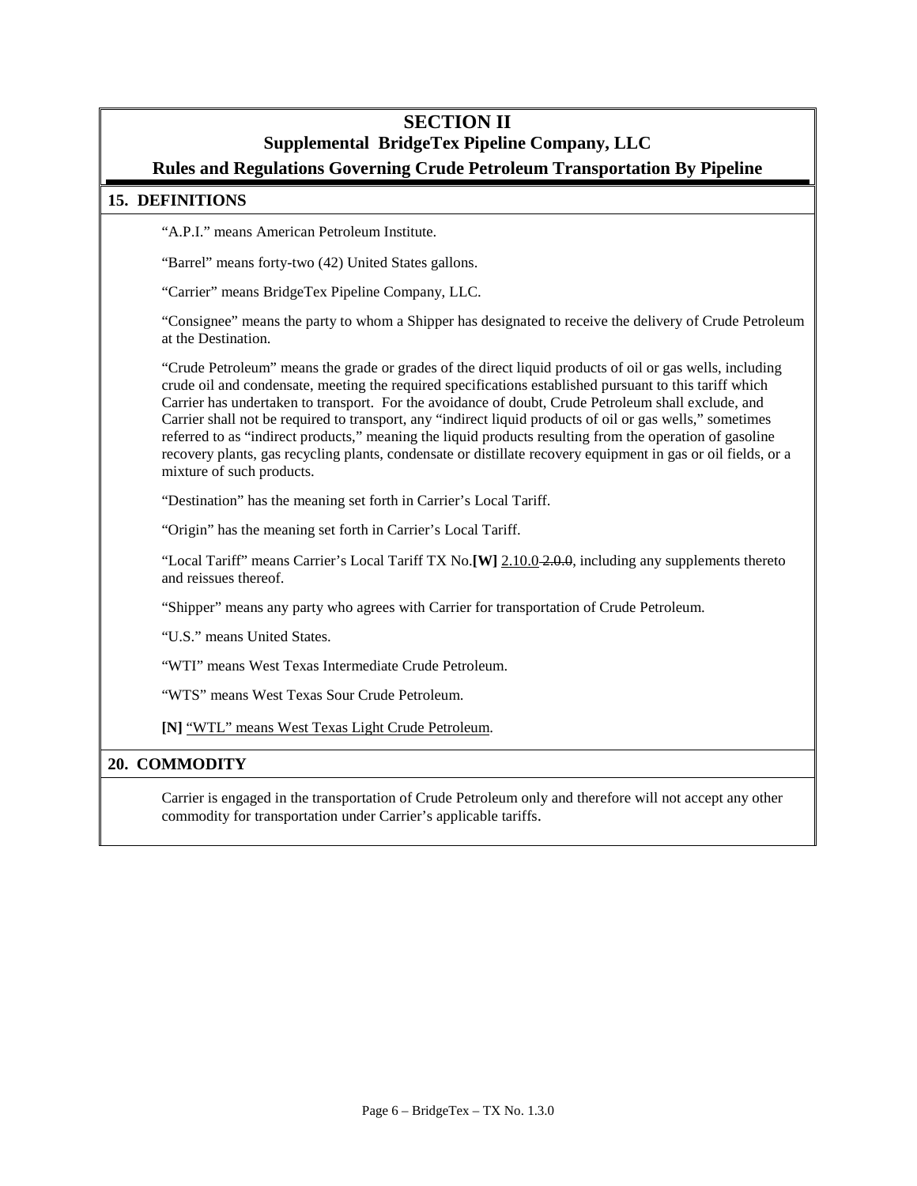# SECTION II

## Supplemental BridgeTex Pipeline Company, LLC

## Rules and Regulations Governing Crude Petroleum Transportation By Pipeline

### 15. DEFINITIONS

"A.P.I." means American Petroleum Institute.

"Barrel" means forty-two (42) United States gallons.

"Carrier" means BridgeTex Pipeline Company, LLC.

"Consignee" means the party to whom a Shipper has designated to receive the delivery of Crude Petroleum at the Destination.

"Crude Petroleum" means the grade or grades of the direct liquid products of oil or gas wells, including crude oil and condensate, meeting the required specifications established pursuant to this tariff which Carrier has undertaken to transport. For the avoidance of doubt, Crude Petroleum shall exclude, and Carrier shall not be required to transport, any "indirect liquid products of oil or gas wells," sometimes referred to as "indirect products," meaning the liquid products resulting from the operation of gasoline recovery plants, gas recycling plants, condensate or distillate recovery equipment in gas or oil fields, or a mixture of such products.

"Destination" has the meaning set forth in Carrier's Local Tariff.

"Origin" has the meaning set forth in Carrier's Local Tariff.

"Local Tariff" means Carrier's Local Tariff TX No.**[W]** 2.10.0 ~~2.0.0~~, including any supplements thereto and reissues thereof.

"Shipper" means any party who agrees with Carrier for transportation of Crude Petroleum.

"U.S." means United States.

"WTI" means West Texas Intermediate Crude Petroleum.

"WTS" means West Texas Sour Crude Petroleum.

**[N]** "WTL" means West Texas Light Crude Petroleum.

### 20. COMMODITY

Carrier is engaged in the transportation of Crude Petroleum only and therefore will not accept any other commodity for transportation under Carrier's applicable tariffs.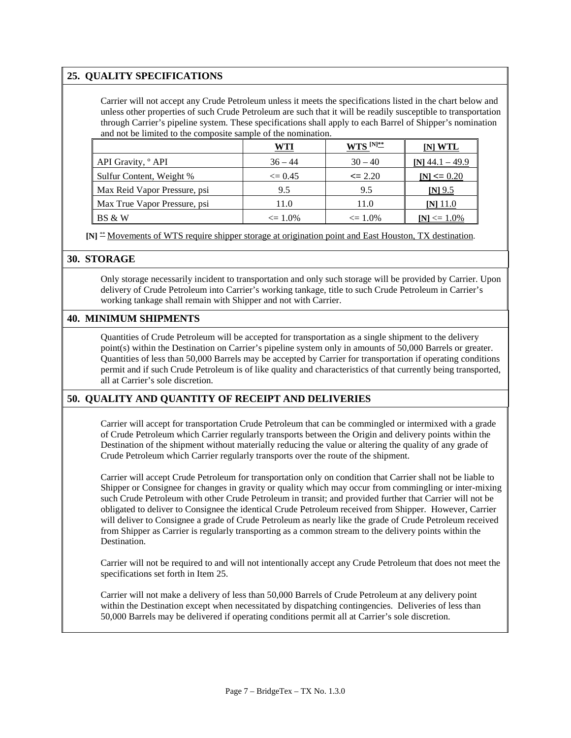## 25. QUALITY SPECIFICATIONS

Carrier will not accept any Crude Petroleum unless it meets the specifications listed in the chart below and unless other properties of such Crude Petroleum are such that it will be readily susceptible to transportation through Carrier's pipeline system. These specifications shall apply to each Barrel of Shipper's nomination and not be limited to the composite sample of the nomination.

| | WTI | WTS [N]** | [N] WTL |
|---|---|---|---|
| API Gravity, ° API | 36 – 44 | 30 – 40 | [N] 44.1 – 49.9 |
| Sulfur Content, Weight % | <= 0.45 | <= 2.20 | [N] <= 0.20 |
| Max Reid Vapor Pressure, psi | 9.5 | 9.5 | [N] 9.5 |
| Max True Vapor Pressure, psi | 11.0 | 11.0 | [N] 11.0 |
| BS & W | <= 1.0% | <= 1.0% | [N] <= 1.0% |

[N] ** Movements of WTS require shipper storage at origination point and East Houston, TX destination.

## 30. STORAGE

Only storage necessarily incident to transportation and only such storage will be provided by Carrier. Upon delivery of Crude Petroleum into Carrier's working tankage, title to such Crude Petroleum in Carrier's working tankage shall remain with Shipper and not with Carrier.

## 40. MINIMUM SHIPMENTS

Quantities of Crude Petroleum will be accepted for transportation as a single shipment to the delivery point(s) within the Destination on Carrier's pipeline system only in amounts of 50,000 Barrels or greater. Quantities of less than 50,000 Barrels may be accepted by Carrier for transportation if operating conditions permit and if such Crude Petroleum is of like quality and characteristics of that currently being transported, all at Carrier's sole discretion.

## 50. QUALITY AND QUANTITY OF RECEIPT AND DELIVERIES

Carrier will accept for transportation Crude Petroleum that can be commingled or intermixed with a grade of Crude Petroleum which Carrier regularly transports between the Origin and delivery points within the Destination of the shipment without materially reducing the value or altering the quality of any grade of Crude Petroleum which Carrier regularly transports over the route of the shipment.

Carrier will accept Crude Petroleum for transportation only on condition that Carrier shall not be liable to Shipper or Consignee for changes in gravity or quality which may occur from commingling or inter-mixing such Crude Petroleum with other Crude Petroleum in transit; and provided further that Carrier will not be obligated to deliver to Consignee the identical Crude Petroleum received from Shipper. However, Carrier will deliver to Consignee a grade of Crude Petroleum as nearly like the grade of Crude Petroleum received from Shipper as Carrier is regularly transporting as a common stream to the delivery points within the Destination.

Carrier will not be required to and will not intentionally accept any Crude Petroleum that does not meet the specifications set forth in Item 25.

Carrier will not make a delivery of less than 50,000 Barrels of Crude Petroleum at any delivery point within the Destination except when necessitated by dispatching contingencies. Deliveries of less than 50,000 Barrels may be delivered if operating conditions permit all at Carrier's sole discretion.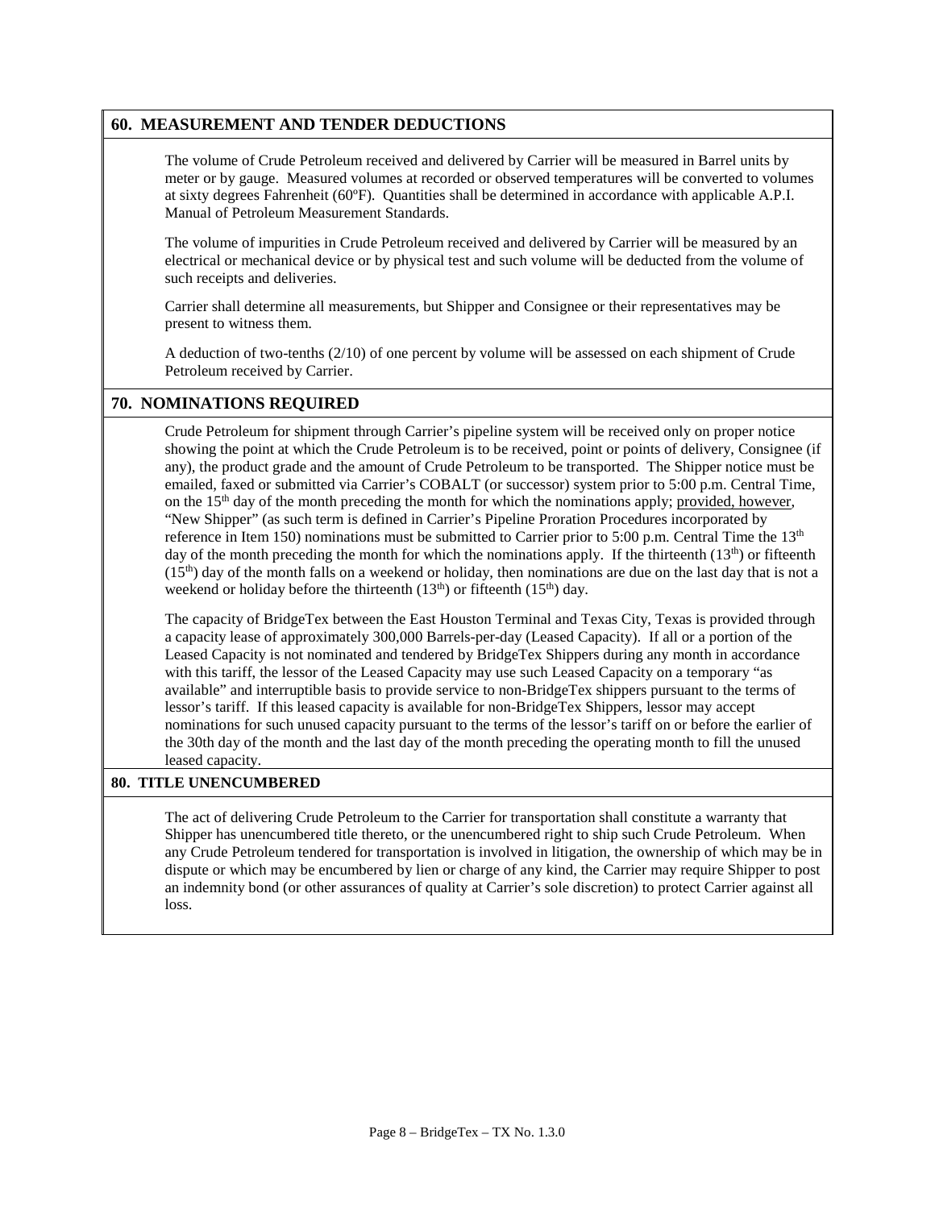## 60. MEASUREMENT AND TENDER DEDUCTIONS

The volume of Crude Petroleum received and delivered by Carrier will be measured in Barrel units by meter or by gauge. Measured volumes at recorded or observed temperatures will be converted to volumes at sixty degrees Fahrenheit (60ºF). Quantities shall be determined in accordance with applicable A.P.I. Manual of Petroleum Measurement Standards.

The volume of impurities in Crude Petroleum received and delivered by Carrier will be measured by an electrical or mechanical device or by physical test and such volume will be deducted from the volume of such receipts and deliveries.

Carrier shall determine all measurements, but Shipper and Consignee or their representatives may be present to witness them.

A deduction of two-tenths (2/10) of one percent by volume will be assessed on each shipment of Crude Petroleum received by Carrier.

## 70. NOMINATIONS REQUIRED

Crude Petroleum for shipment through Carrier's pipeline system will be received only on proper notice showing the point at which the Crude Petroleum is to be received, point or points of delivery, Consignee (if any), the product grade and the amount of Crude Petroleum to be transported. The Shipper notice must be emailed, faxed or submitted via Carrier's COBALT (or successor) system prior to 5:00 p.m. Central Time, on the 15th day of the month preceding the month for which the nominations apply; provided, however, "New Shipper" (as such term is defined in Carrier's Pipeline Proration Procedures incorporated by reference in Item 150) nominations must be submitted to Carrier prior to 5:00 p.m. Central Time the 13th day of the month preceding the month for which the nominations apply. If the thirteenth (13th) or fifteenth (15th) day of the month falls on a weekend or holiday, then nominations are due on the last day that is not a weekend or holiday before the thirteenth (13th) or fifteenth (15th) day.

The capacity of BridgeTex between the East Houston Terminal and Texas City, Texas is provided through a capacity lease of approximately 300,000 Barrels-per-day (Leased Capacity). If all or a portion of the Leased Capacity is not nominated and tendered by BridgeTex Shippers during any month in accordance with this tariff, the lessor of the Leased Capacity may use such Leased Capacity on a temporary "as available" and interruptible basis to provide service to non-BridgeTex shippers pursuant to the terms of lessor's tariff. If this leased capacity is available for non-BridgeTex Shippers, lessor may accept nominations for such unused capacity pursuant to the terms of the lessor's tariff on or before the earlier of the 30th day of the month and the last day of the month preceding the operating month to fill the unused leased capacity.

## 80. TITLE UNENCUMBERED

The act of delivering Crude Petroleum to the Carrier for transportation shall constitute a warranty that Shipper has unencumbered title thereto, or the unencumbered right to ship such Crude Petroleum. When any Crude Petroleum tendered for transportation is involved in litigation, the ownership of which may be in dispute or which may be encumbered by lien or charge of any kind, the Carrier may require Shipper to post an indemnity bond (or other assurances of quality at Carrier's sole discretion) to protect Carrier against all loss.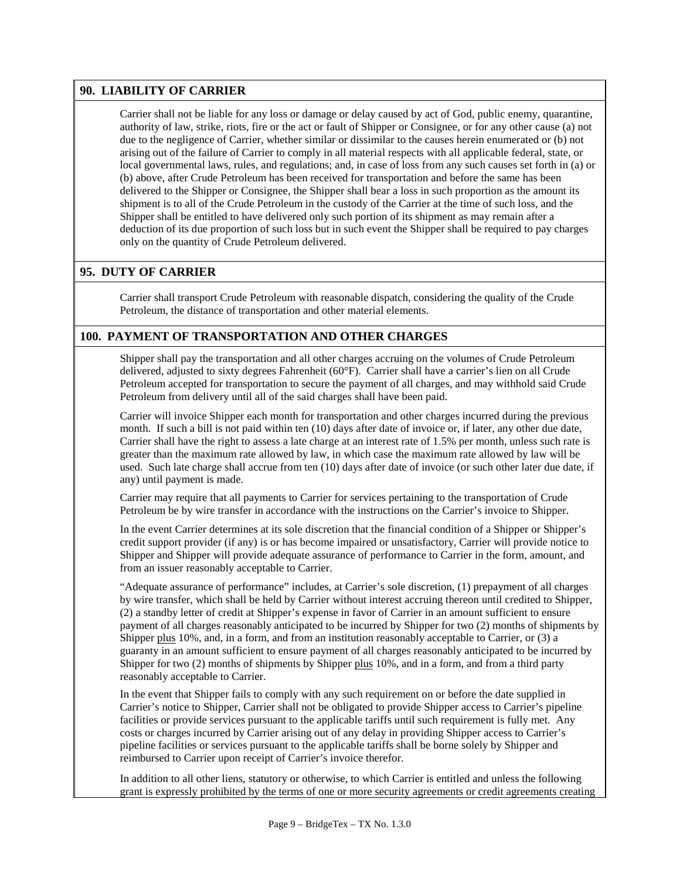## 90. LIABILITY OF CARRIER

Carrier shall not be liable for any loss or damage or delay caused by act of God, public enemy, quarantine, authority of law, strike, riots, fire or the act or fault of Shipper or Consignee, or for any other cause (a) not due to the negligence of Carrier, whether similar or dissimilar to the causes herein enumerated or (b) not arising out of the failure of Carrier to comply in all material respects with all applicable federal, state, or local governmental laws, rules, and regulations; and, in case of loss from any such causes set forth in (a) or (b) above, after Crude Petroleum has been received for transportation and before the same has been delivered to the Shipper or Consignee, the Shipper shall bear a loss in such proportion as the amount its shipment is to all of the Crude Petroleum in the custody of the Carrier at the time of such loss, and the Shipper shall be entitled to have delivered only such portion of its shipment as may remain after a deduction of its due proportion of such loss but in such event the Shipper shall be required to pay charges only on the quantity of Crude Petroleum delivered.

## 95. DUTY OF CARRIER

Carrier shall transport Crude Petroleum with reasonable dispatch, considering the quality of the Crude Petroleum, the distance of transportation and other material elements.

## 100. PAYMENT OF TRANSPORTATION AND OTHER CHARGES

Shipper shall pay the transportation and all other charges accruing on the volumes of Crude Petroleum delivered, adjusted to sixty degrees Fahrenheit (60°F). Carrier shall have a carrier's lien on all Crude Petroleum accepted for transportation to secure the payment of all charges, and may withhold said Crude Petroleum from delivery until all of the said charges shall have been paid.

Carrier will invoice Shipper each month for transportation and other charges incurred during the previous month. If such a bill is not paid within ten (10) days after date of invoice or, if later, any other due date, Carrier shall have the right to assess a late charge at an interest rate of 1.5% per month, unless such rate is greater than the maximum rate allowed by law, in which case the maximum rate allowed by law will be used. Such late charge shall accrue from ten (10) days after date of invoice (or such other later due date, if any) until payment is made.

Carrier may require that all payments to Carrier for services pertaining to the transportation of Crude Petroleum be by wire transfer in accordance with the instructions on the Carrier's invoice to Shipper.

In the event Carrier determines at its sole discretion that the financial condition of a Shipper or Shipper's credit support provider (if any) is or has become impaired or unsatisfactory, Carrier will provide notice to Shipper and Shipper will provide adequate assurance of performance to Carrier in the form, amount, and from an issuer reasonably acceptable to Carrier.

"Adequate assurance of performance" includes, at Carrier's sole discretion, (1) prepayment of all charges by wire transfer, which shall be held by Carrier without interest accruing thereon until credited to Shipper, (2) a standby letter of credit at Shipper's expense in favor of Carrier in an amount sufficient to ensure payment of all charges reasonably anticipated to be incurred by Shipper for two (2) months of shipments by Shipper plus 10%, and, in a form, and from an institution reasonably acceptable to Carrier, or (3) a guaranty in an amount sufficient to ensure payment of all charges reasonably anticipated to be incurred by Shipper for two (2) months of shipments by Shipper plus 10%, and in a form, and from a third party reasonably acceptable to Carrier.

In the event that Shipper fails to comply with any such requirement on or before the date supplied in Carrier's notice to Shipper, Carrier shall not be obligated to provide Shipper access to Carrier's pipeline facilities or provide services pursuant to the applicable tariffs until such requirement is fully met. Any costs or charges incurred by Carrier arising out of any delay in providing Shipper access to Carrier's pipeline facilities or services pursuant to the applicable tariffs shall be borne solely by Shipper and reimbursed to Carrier upon receipt of Carrier's invoice therefor.

In addition to all other liens, statutory or otherwise, to which Carrier is entitled and unless the following grant is expressly prohibited by the terms of one or more security agreements or credit agreements creating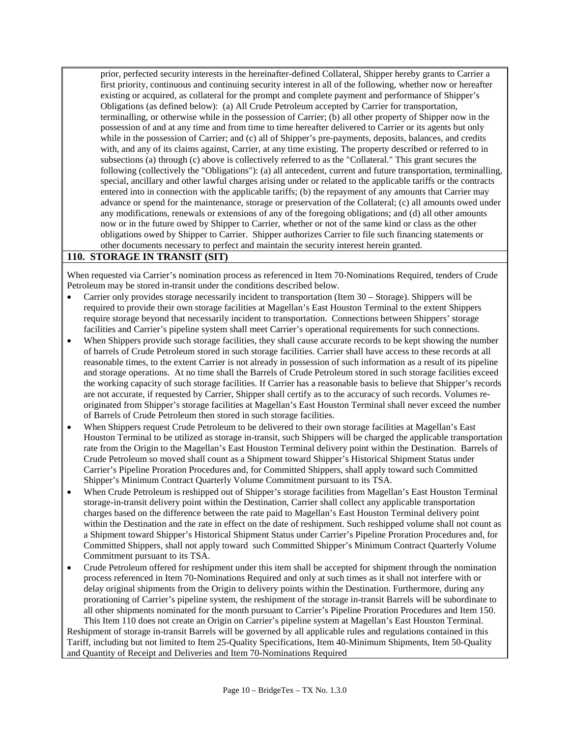prior, perfected security interests in the hereinafter-defined Collateral, Shipper hereby grants to Carrier a first priority, continuous and continuing security interest in all of the following, whether now or hereafter existing or acquired, as collateral for the prompt and complete payment and performance of Shipper's Obligations (as defined below): (a) All Crude Petroleum accepted by Carrier for transportation, terminalling, or otherwise while in the possession of Carrier; (b) all other property of Shipper now in the possession of and at any time and from time to time hereafter delivered to Carrier or its agents but only while in the possession of Carrier; and (c) all of Shipper's pre-payments, deposits, balances, and credits with, and any of its claims against, Carrier, at any time existing. The property described or referred to in subsections (a) through (c) above is collectively referred to as the "Collateral." This grant secures the following (collectively the "Obligations"): (a) all antecedent, current and future transportation, terminalling, special, ancillary and other lawful charges arising under or related to the applicable tariffs or the contracts entered into in connection with the applicable tariffs; (b) the repayment of any amounts that Carrier may advance or spend for the maintenance, storage or preservation of the Collateral; (c) all amounts owed under any modifications, renewals or extensions of any of the foregoing obligations; and (d) all other amounts now or in the future owed by Shipper to Carrier, whether or not of the same kind or class as the other obligations owed by Shipper to Carrier. Shipper authorizes Carrier to file such financing statements or other documents necessary to perfect and maintain the security interest herein granted.

## 110. STORAGE IN TRANSIT (SIT)

When requested via Carrier's nomination process as referenced in Item 70-Nominations Required, tenders of Crude Petroleum may be stored in-transit under the conditions described below.

- Carrier only provides storage necessarily incident to transportation (Item 30 – Storage). Shippers will be required to provide their own storage facilities at Magellan's East Houston Terminal to the extent Shippers require storage beyond that necessarily incident to transportation. Connections between Shippers' storage facilities and Carrier's pipeline system shall meet Carrier's operational requirements for such connections.
- When Shippers provide such storage facilities, they shall cause accurate records to be kept showing the number of barrels of Crude Petroleum stored in such storage facilities. Carrier shall have access to these records at all reasonable times, to the extent Carrier is not already in possession of such information as a result of its pipeline and storage operations. At no time shall the Barrels of Crude Petroleum stored in such storage facilities exceed the working capacity of such storage facilities. If Carrier has a reasonable basis to believe that Shipper's records are not accurate, if requested by Carrier, Shipper shall certify as to the accuracy of such records. Volumes re-originated from Shipper's storage facilities at Magellan's East Houston Terminal shall never exceed the number of Barrels of Crude Petroleum then stored in such storage facilities.
- When Shippers request Crude Petroleum to be delivered to their own storage facilities at Magellan's East Houston Terminal to be utilized as storage in-transit, such Shippers will be charged the applicable transportation rate from the Origin to the Magellan's East Houston Terminal delivery point within the Destination. Barrels of Crude Petroleum so moved shall count as a Shipment toward Shipper's Historical Shipment Status under Carrier's Pipeline Proration Procedures and, for Committed Shippers, shall apply toward such Committed Shipper's Minimum Contract Quarterly Volume Commitment pursuant to its TSA.
- When Crude Petroleum is reshipped out of Shipper's storage facilities from Magellan's East Houston Terminal storage-in-transit delivery point within the Destination, Carrier shall collect any applicable transportation charges based on the difference between the rate paid to Magellan's East Houston Terminal delivery point within the Destination and the rate in effect on the date of reshipment. Such reshipped volume shall not count as a Shipment toward Shipper's Historical Shipment Status under Carrier's Pipeline Proration Procedures and, for Committed Shippers, shall not apply toward such Committed Shipper's Minimum Contract Quarterly Volume Commitment pursuant to its TSA.
- Crude Petroleum offered for reshipment under this item shall be accepted for shipment through the nomination process referenced in Item 70-Nominations Required and only at such times as it shall not interfere with or delay original shipments from the Origin to delivery points within the Destination. Furthermore, during any prorationing of Carrier's pipeline system, the reshipment of the storage in-transit Barrels will be subordinate to all other shipments nominated for the month pursuant to Carrier's Pipeline Proration Procedures and Item 150. This Item 110 does not create an Origin on Carrier's pipeline system at Magellan's East Houston Terminal.

Reshipment of storage in-transit Barrels will be governed by all applicable rules and regulations contained in this Tariff, including but not limited to Item 25-Quality Specifications, Item 40-Minimum Shipments, Item 50-Quality and Quantity of Receipt and Deliveries and Item 70-Nominations Required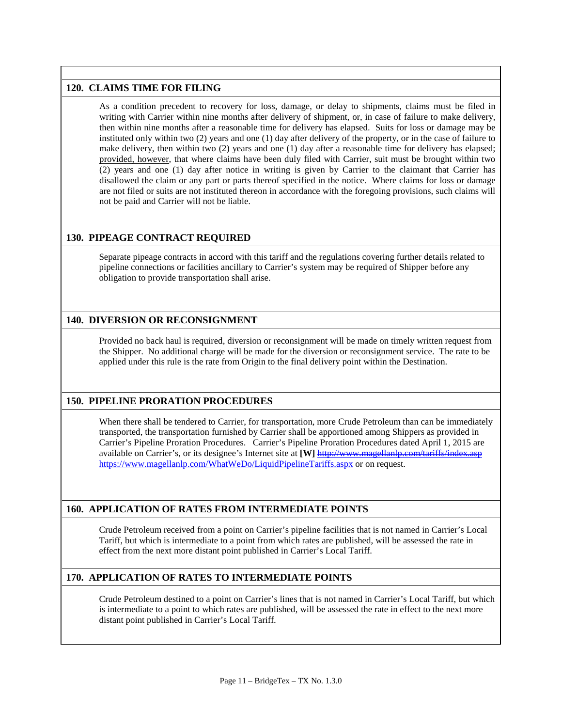## 120. CLAIMS TIME FOR FILING

As a condition precedent to recovery for loss, damage, or delay to shipments, claims must be filed in writing with Carrier within nine months after delivery of shipment, or, in case of failure to make delivery, then within nine months after a reasonable time for delivery has elapsed. Suits for loss or damage may be instituted only within two (2) years and one (1) day after delivery of the property, or in the case of failure to make delivery, then within two (2) years and one (1) day after a reasonable time for delivery has elapsed; provided, however, that where claims have been duly filed with Carrier, suit must be brought within two (2) years and one (1) day after notice in writing is given by Carrier to the claimant that Carrier has disallowed the claim or any part or parts thereof specified in the notice. Where claims for loss or damage are not filed or suits are not instituted thereon in accordance with the foregoing provisions, such claims will not be paid and Carrier will not be liable.

## 130. PIPEAGE CONTRACT REQUIRED

Separate pipeage contracts in accord with this tariff and the regulations covering further details related to pipeline connections or facilities ancillary to Carrier's system may be required of Shipper before any obligation to provide transportation shall arise.

## 140. DIVERSION OR RECONSIGNMENT

Provided no back haul is required, diversion or reconsignment will be made on timely written request from the Shipper. No additional charge will be made for the diversion or reconsignment service. The rate to be applied under this rule is the rate from Origin to the final delivery point within the Destination.

## 150. PIPELINE PRORATION PROCEDURES

When there shall be tendered to Carrier, for transportation, more Crude Petroleum than can be immediately transported, the transportation furnished by Carrier shall be apportioned among Shippers as provided in Carrier's Pipeline Proration Procedures. Carrier's Pipeline Proration Procedures dated April 1, 2015 are available on Carrier's, or its designee's Internet site at **[W]** ~~http://www.magellanlp.com/tariffs/index.asp~~ https://www.magellanlp.com/WhatWeDo/LiquidPipelineTariffs.aspx or on request.

## 160. APPLICATION OF RATES FROM INTERMEDIATE POINTS

Crude Petroleum received from a point on Carrier's pipeline facilities that is not named in Carrier's Local Tariff, but which is intermediate to a point from which rates are published, will be assessed the rate in effect from the next more distant point published in Carrier's Local Tariff.

## 170. APPLICATION OF RATES TO INTERMEDIATE POINTS

Crude Petroleum destined to a point on Carrier's lines that is not named in Carrier's Local Tariff, but which is intermediate to a point to which rates are published, will be assessed the rate in effect to the next more distant point published in Carrier's Local Tariff.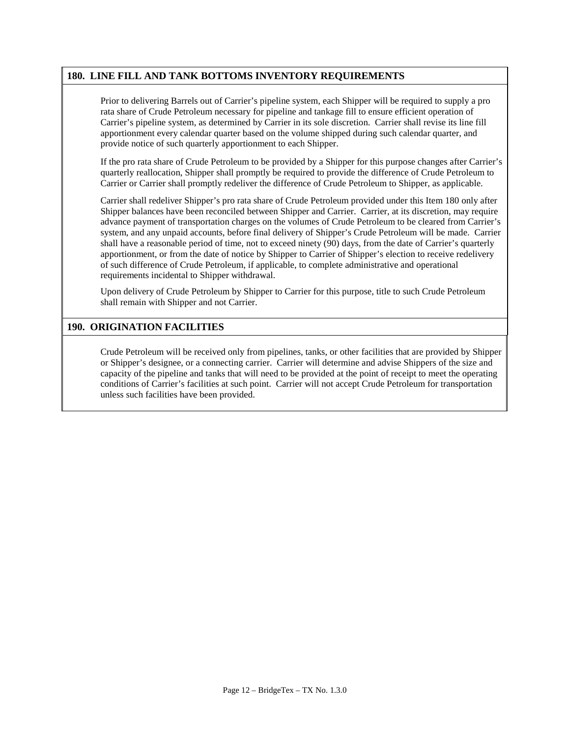## 180. LINE FILL AND TANK BOTTOMS INVENTORY REQUIREMENTS

Prior to delivering Barrels out of Carrier's pipeline system, each Shipper will be required to supply a pro rata share of Crude Petroleum necessary for pipeline and tankage fill to ensure efficient operation of Carrier's pipeline system, as determined by Carrier in its sole discretion. Carrier shall revise its line fill apportionment every calendar quarter based on the volume shipped during such calendar quarter, and provide notice of such quarterly apportionment to each Shipper.

If the pro rata share of Crude Petroleum to be provided by a Shipper for this purpose changes after Carrier's quarterly reallocation, Shipper shall promptly be required to provide the difference of Crude Petroleum to Carrier or Carrier shall promptly redeliver the difference of Crude Petroleum to Shipper, as applicable.

Carrier shall redeliver Shipper's pro rata share of Crude Petroleum provided under this Item 180 only after Shipper balances have been reconciled between Shipper and Carrier. Carrier, at its discretion, may require advance payment of transportation charges on the volumes of Crude Petroleum to be cleared from Carrier's system, and any unpaid accounts, before final delivery of Shipper's Crude Petroleum will be made. Carrier shall have a reasonable period of time, not to exceed ninety (90) days, from the date of Carrier's quarterly apportionment, or from the date of notice by Shipper to Carrier of Shipper's election to receive redelivery of such difference of Crude Petroleum, if applicable, to complete administrative and operational requirements incidental to Shipper withdrawal.

Upon delivery of Crude Petroleum by Shipper to Carrier for this purpose, title to such Crude Petroleum shall remain with Shipper and not Carrier.

## 190. ORIGINATION FACILITIES

Crude Petroleum will be received only from pipelines, tanks, or other facilities that are provided by Shipper or Shipper's designee, or a connecting carrier. Carrier will determine and advise Shippers of the size and capacity of the pipeline and tanks that will need to be provided at the point of receipt to meet the operating conditions of Carrier's facilities at such point. Carrier will not accept Crude Petroleum for transportation unless such facilities have been provided.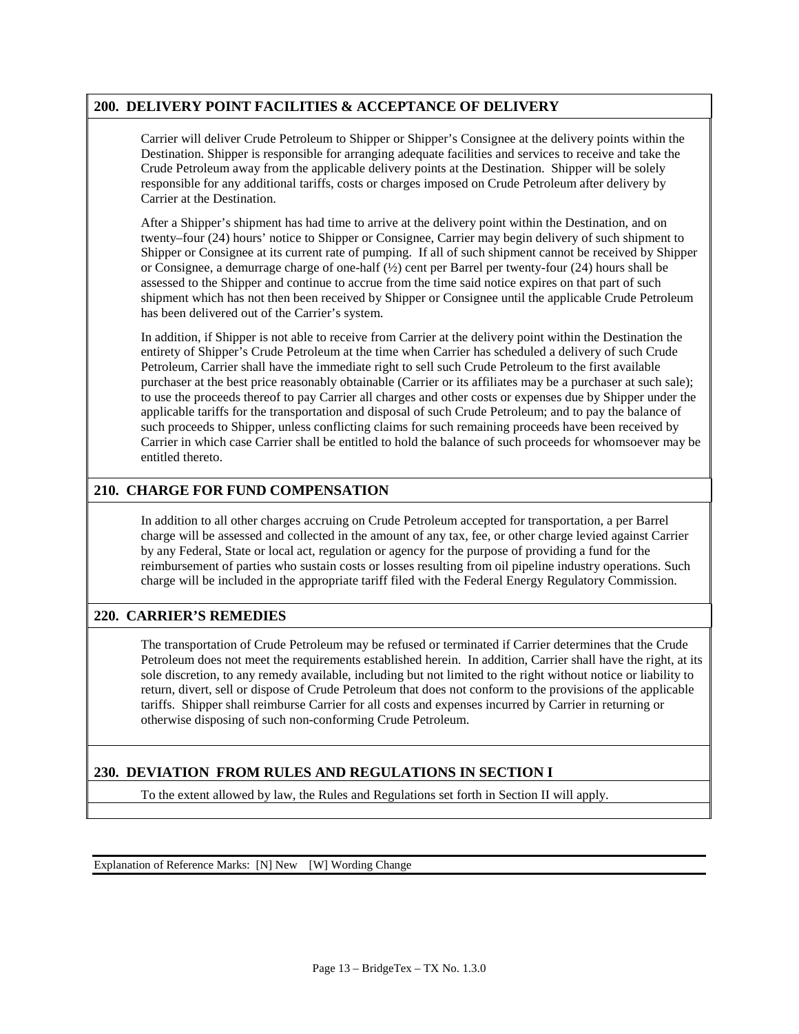## 200. DELIVERY POINT FACILITIES & ACCEPTANCE OF DELIVERY

Carrier will deliver Crude Petroleum to Shipper or Shipper's Consignee at the delivery points within the Destination. Shipper is responsible for arranging adequate facilities and services to receive and take the Crude Petroleum away from the applicable delivery points at the Destination. Shipper will be solely responsible for any additional tariffs, costs or charges imposed on Crude Petroleum after delivery by Carrier at the Destination.

After a Shipper's shipment has had time to arrive at the delivery point within the Destination, and on twenty–four (24) hours' notice to Shipper or Consignee, Carrier may begin delivery of such shipment to Shipper or Consignee at its current rate of pumping. If all of such shipment cannot be received by Shipper or Consignee, a demurrage charge of one-half (½) cent per Barrel per twenty-four (24) hours shall be assessed to the Shipper and continue to accrue from the time said notice expires on that part of such shipment which has not then been received by Shipper or Consignee until the applicable Crude Petroleum has been delivered out of the Carrier's system.

In addition, if Shipper is not able to receive from Carrier at the delivery point within the Destination the entirety of Shipper's Crude Petroleum at the time when Carrier has scheduled a delivery of such Crude Petroleum, Carrier shall have the immediate right to sell such Crude Petroleum to the first available purchaser at the best price reasonably obtainable (Carrier or its affiliates may be a purchaser at such sale); to use the proceeds thereof to pay Carrier all charges and other costs or expenses due by Shipper under the applicable tariffs for the transportation and disposal of such Crude Petroleum; and to pay the balance of such proceeds to Shipper, unless conflicting claims for such remaining proceeds have been received by Carrier in which case Carrier shall be entitled to hold the balance of such proceeds for whomsoever may be entitled thereto.

## 210. CHARGE FOR FUND COMPENSATION

In addition to all other charges accruing on Crude Petroleum accepted for transportation, a per Barrel charge will be assessed and collected in the amount of any tax, fee, or other charge levied against Carrier by any Federal, State or local act, regulation or agency for the purpose of providing a fund for the reimbursement of parties who sustain costs or losses resulting from oil pipeline industry operations. Such charge will be included in the appropriate tariff filed with the Federal Energy Regulatory Commission.

## 220. CARRIER'S REMEDIES

The transportation of Crude Petroleum may be refused or terminated if Carrier determines that the Crude Petroleum does not meet the requirements established herein. In addition, Carrier shall have the right, at its sole discretion, to any remedy available, including but not limited to the right without notice or liability to return, divert, sell or dispose of Crude Petroleum that does not conform to the provisions of the applicable tariffs. Shipper shall reimburse Carrier for all costs and expenses incurred by Carrier in returning or otherwise disposing of such non-conforming Crude Petroleum.

## 230. DEVIATION FROM RULES AND REGULATIONS IN SECTION I

To the extent allowed by law, the Rules and Regulations set forth in Section II will apply.

Explanation of Reference Marks: [N] New [W] Wording Change